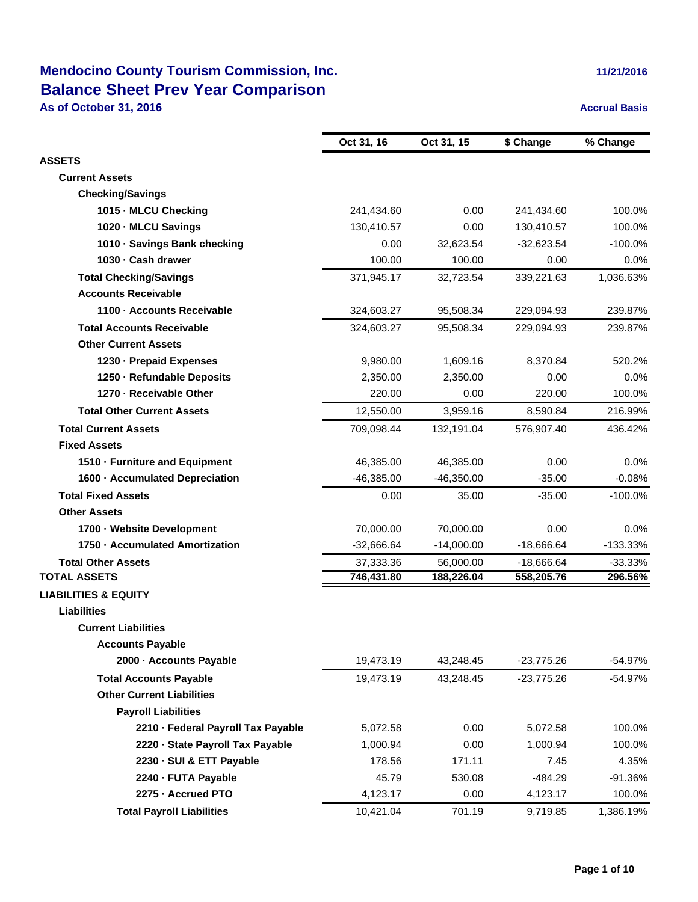# Mendocino County Tourism Commission, Inc.

11/21/2016

## Balance Sheet Prev Year Comparison

**As of October 31, 2016**

**Accrual Basis**

| | Oct 31, 16 | Oct 31, 15 | $ Change | % Change |
|---|---|---|---|---|
| **ASSETS** | | | | |
| **Current Assets** | | | | |
| **Checking/Savings** | | | | |
| **1015 · MLCU Checking** | 241,434.60 | 0.00 | 241,434.60 | 100.0% |
| **1020 · MLCU Savings** | 130,410.57 | 0.00 | 130,410.57 | 100.0% |
| **1010 · Savings Bank checking** | 0.00 | 32,623.54 | -32,623.54 | -100.0% |
| **1030 · Cash drawer** | 100.00 | 100.00 | 0.00 | 0.0% |
| **Total Checking/Savings** | 371,945.17 | 32,723.54 | 339,221.63 | 1,036.63% |
| **Accounts Receivable** | | | | |
| **1100 · Accounts Receivable** | 324,603.27 | 95,508.34 | 229,094.93 | 239.87% |
| **Total Accounts Receivable** | 324,603.27 | 95,508.34 | 229,094.93 | 239.87% |
| **Other Current Assets** | | | | |
| **1230 · Prepaid Expenses** | 9,980.00 | 1,609.16 | 8,370.84 | 520.2% |
| **1250 · Refundable Deposits** | 2,350.00 | 2,350.00 | 0.00 | 0.0% |
| **1270 · Receivable Other** | 220.00 | 0.00 | 220.00 | 100.0% |
| **Total Other Current Assets** | 12,550.00 | 3,959.16 | 8,590.84 | 216.99% |
| **Total Current Assets** | 709,098.44 | 132,191.04 | 576,907.40 | 436.42% |
| **Fixed Assets** | | | | |
| **1510 · Furniture and Equipment** | 46,385.00 | 46,385.00 | 0.00 | 0.0% |
| **1600 · Accumulated Depreciation** | -46,385.00 | -46,350.00 | -35.00 | -0.08% |
| **Total Fixed Assets** | 0.00 | 35.00 | -35.00 | -100.0% |
| **Other Assets** | | | | |
| **1700 · Website Development** | 70,000.00 | 70,000.00 | 0.00 | 0.0% |
| **1750 · Accumulated Amortization** | -32,666.64 | -14,000.00 | -18,666.64 | -133.33% |
| **Total Other Assets** | 37,333.36 | 56,000.00 | -18,666.64 | -33.33% |
| **TOTAL ASSETS** | **746,431.80** | **188,226.04** | **558,205.76** | **296.56%** |
| **LIABILITIES & EQUITY** | | | | |
| **Liabilities** | | | | |
| **Current Liabilities** | | | | |
| **Accounts Payable** | | | | |
| **2000 · Accounts Payable** | 19,473.19 | 43,248.45 | -23,775.26 | -54.97% |
| **Total Accounts Payable** | 19,473.19 | 43,248.45 | -23,775.26 | -54.97% |
| **Other Current Liabilities** | | | | |
| **Payroll Liabilities** | | | | |
| **2210 · Federal Payroll Tax Payable** | 5,072.58 | 0.00 | 5,072.58 | 100.0% |
| **2220 · State Payroll Tax Payable** | 1,000.94 | 0.00 | 1,000.94 | 100.0% |
| **2230 · SUI & ETT Payable** | 178.56 | 171.11 | 7.45 | 4.35% |
| **2240 · FUTA Payable** | 45.79 | 530.08 | -484.29 | -91.36% |
| **2275 · Accrued PTO** | 4,123.17 | 0.00 | 4,123.17 | 100.0% |
| **Total Payroll Liabilities** | 10,421.04 | 701.19 | 9,719.85 | 1,386.19% |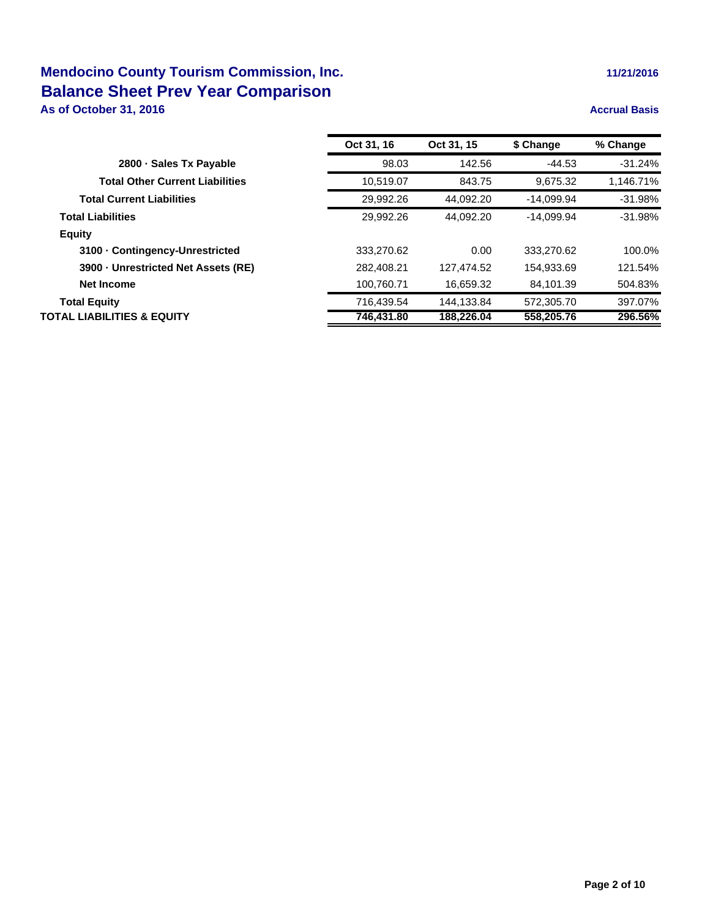# Mendocino County Tourism Commission, Inc.

## Balance Sheet Prev Year Comparison

**As of October 31, 2016**

11/21/2016

**Accrual Basis**

| | Oct 31, 16 | Oct 31, 15 | $ Change | % Change |
|---|---|---|---|---|
| **2800 · Sales Tx Payable** | 98.03 | 142.56 | -44.53 | -31.24% |
| **Total Other Current Liabilities** | 10,519.07 | 843.75 | 9,675.32 | 1,146.71% |
| **Total Current Liabilities** | 29,992.26 | 44,092.20 | -14,099.94 | -31.98% |
| **Total Liabilities** | 29,992.26 | 44,092.20 | -14,099.94 | -31.98% |
| **Equity** | | | | |
| **3100 · Contingency-Unrestricted** | 333,270.62 | 0.00 | 333,270.62 | 100.0% |
| **3900 · Unrestricted Net Assets (RE)** | 282,408.21 | 127,474.52 | 154,933.69 | 121.54% |
| **Net Income** | 100,760.71 | 16,659.32 | 84,101.39 | 504.83% |
| **Total Equity** | 716,439.54 | 144,133.84 | 572,305.70 | 397.07% |
| **TOTAL LIABILITIES & EQUITY** | **746,431.80** | **188,226.04** | **558,205.76** | **296.56%** |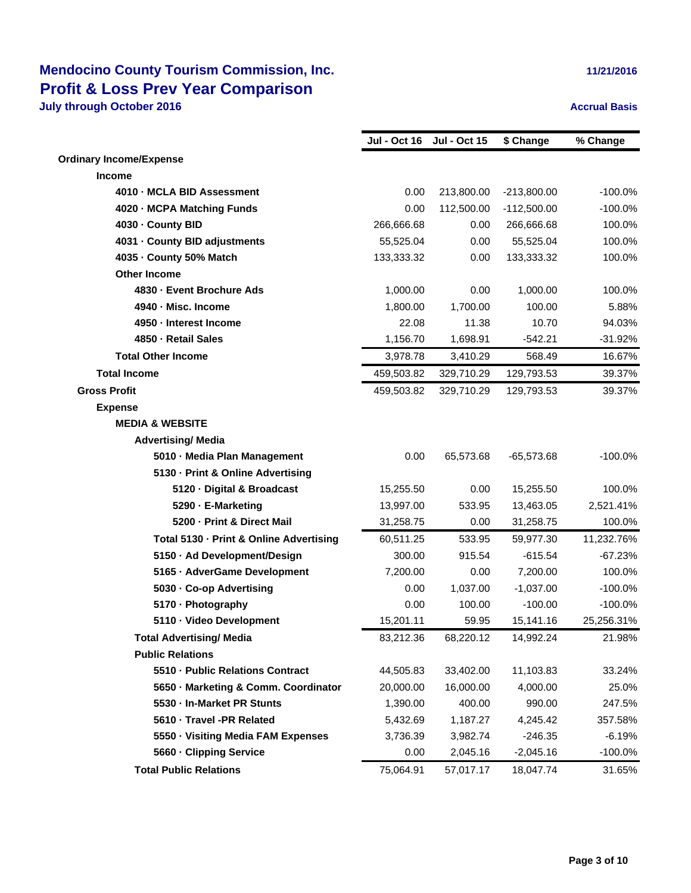# Mendocino County Tourism Commission, Inc.

## Profit & Loss Prev Year Comparison

**July through October 2016**

11/21/2016

Accrual Basis

| | Jul - Oct 16 | Jul - Oct 15 | $ Change | % Change |
|---|---|---|---|---|
| **Ordinary Income/Expense** | | | | |
| **Income** | | | | |
| **4010 · MCLA BID Assessment** | 0.00 | 213,800.00 | -213,800.00 | -100.0% |
| **4020 · MCPA Matching Funds** | 0.00 | 112,500.00 | -112,500.00 | -100.0% |
| **4030 · County BID** | 266,666.68 | 0.00 | 266,666.68 | 100.0% |
| **4031 · County BID adjustments** | 55,525.04 | 0.00 | 55,525.04 | 100.0% |
| **4035 · County 50% Match** | 133,333.32 | 0.00 | 133,333.32 | 100.0% |
| **Other Income** | | | | |
| **4830 · Event Brochure Ads** | 1,000.00 | 0.00 | 1,000.00 | 100.0% |
| **4940 · Misc. Income** | 1,800.00 | 1,700.00 | 100.00 | 5.88% |
| **4950 · Interest Income** | 22.08 | 11.38 | 10.70 | 94.03% |
| **4850 · Retail Sales** | 1,156.70 | 1,698.91 | -542.21 | -31.92% |
| **Total Other Income** | 3,978.78 | 3,410.29 | 568.49 | 16.67% |
| **Total Income** | 459,503.82 | 329,710.29 | 129,793.53 | 39.37% |
| **Gross Profit** | 459,503.82 | 329,710.29 | 129,793.53 | 39.37% |
| **Expense** | | | | |
| **MEDIA & WEBSITE** | | | | |
| **Advertising/ Media** | | | | |
| **5010 · Media Plan Management** | 0.00 | 65,573.68 | -65,573.68 | -100.0% |
| **5130 · Print & Online Advertising** | | | | |
| **5120 · Digital & Broadcast** | 15,255.50 | 0.00 | 15,255.50 | 100.0% |
| **5290 · E-Marketing** | 13,997.00 | 533.95 | 13,463.05 | 2,521.41% |
| **5200 · Print & Direct Mail** | 31,258.75 | 0.00 | 31,258.75 | 100.0% |
| **Total 5130 · Print & Online Advertising** | 60,511.25 | 533.95 | 59,977.30 | 11,232.76% |
| **5150 · Ad Development/Design** | 300.00 | 915.54 | -615.54 | -67.23% |
| **5165 · AdverGame Development** | 7,200.00 | 0.00 | 7,200.00 | 100.0% |
| **5030 · Co-op Advertising** | 0.00 | 1,037.00 | -1,037.00 | -100.0% |
| **5170 · Photography** | 0.00 | 100.00 | -100.00 | -100.0% |
| **5110 · Video Development** | 15,201.11 | 59.95 | 15,141.16 | 25,256.31% |
| **Total Advertising/ Media** | 83,212.36 | 68,220.12 | 14,992.24 | 21.98% |
| **Public Relations** | | | | |
| **5510 · Public Relations Contract** | 44,505.83 | 33,402.00 | 11,103.83 | 33.24% |
| **5650 · Marketing & Comm. Coordinator** | 20,000.00 | 16,000.00 | 4,000.00 | 25.0% |
| **5530 · In-Market PR Stunts** | 1,390.00 | 400.00 | 990.00 | 247.5% |
| **5610 · Travel -PR Related** | 5,432.69 | 1,187.27 | 4,245.42 | 357.58% |
| **5550 · Visiting Media FAM Expenses** | 3,736.39 | 3,982.74 | -246.35 | -6.19% |
| **5660 · Clipping Service** | 0.00 | 2,045.16 | -2,045.16 | -100.0% |
| **Total Public Relations** | 75,064.91 | 57,017.17 | 18,047.74 | 31.65% |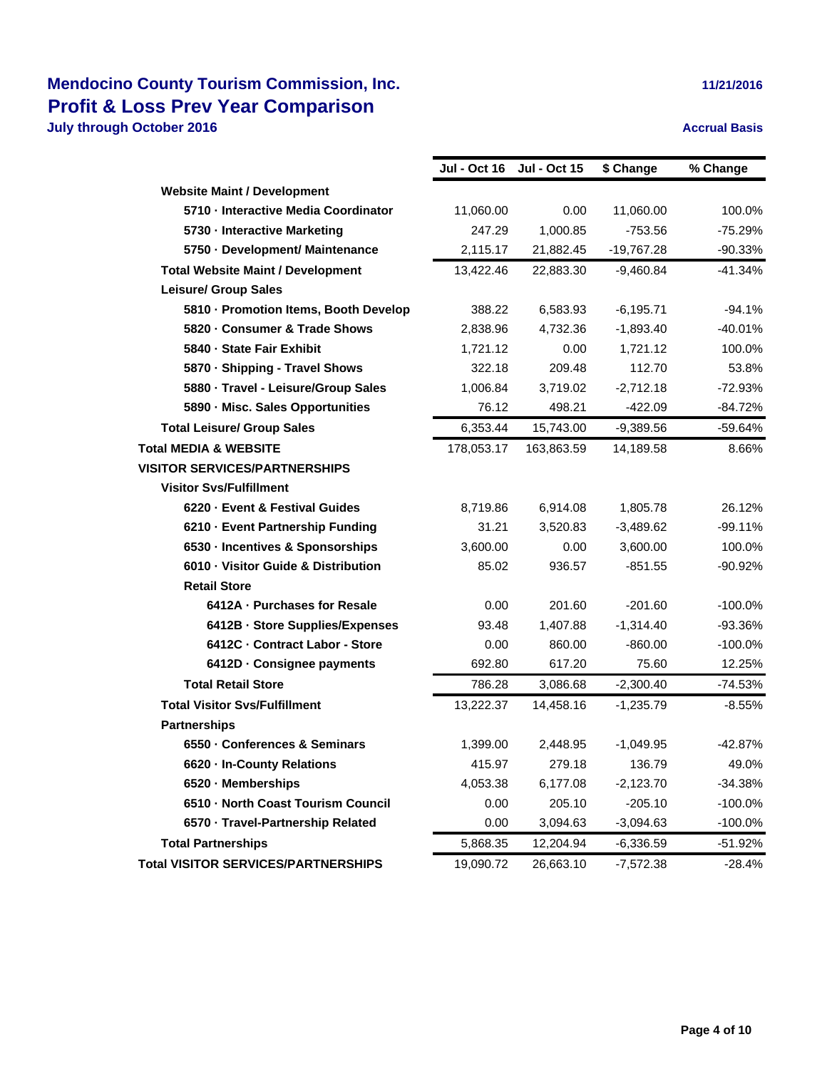# Mendocino County Tourism Commission, Inc.

## Profit & Loss Prev Year Comparison

**July through October 2016**

11/21/2016

Accrual Basis

| | Jul - Oct 16 | Jul - Oct 15 | $ Change | % Change |
|---|---|---|---|---|
| **Website Maint / Development** | | | | |
| **5710 · Interactive Media Coordinator** | 11,060.00 | 0.00 | 11,060.00 | 100.0% |
| **5730 · Interactive Marketing** | 247.29 | 1,000.85 | -753.56 | -75.29% |
| **5750 · Development/ Maintenance** | 2,115.17 | 21,882.45 | -19,767.28 | -90.33% |
| **Total Website Maint / Development** | 13,422.46 | 22,883.30 | -9,460.84 | -41.34% |
| **Leisure/ Group Sales** | | | | |
| **5810 · Promotion Items, Booth Develop** | 388.22 | 6,583.93 | -6,195.71 | -94.1% |
| **5820 · Consumer & Trade Shows** | 2,838.96 | 4,732.36 | -1,893.40 | -40.01% |
| **5840 · State Fair Exhibit** | 1,721.12 | 0.00 | 1,721.12 | 100.0% |
| **5870 · Shipping - Travel Shows** | 322.18 | 209.48 | 112.70 | 53.8% |
| **5880 · Travel - Leisure/Group Sales** | 1,006.84 | 3,719.02 | -2,712.18 | -72.93% |
| **5890 · Misc. Sales Opportunities** | 76.12 | 498.21 | -422.09 | -84.72% |
| **Total Leisure/ Group Sales** | 6,353.44 | 15,743.00 | -9,389.56 | -59.64% |
| **Total MEDIA & WEBSITE** | 178,053.17 | 163,863.59 | 14,189.58 | 8.66% |
| **VISITOR SERVICES/PARTNERSHIPS** | | | | |
| **Visitor Svs/Fulfillment** | | | | |
| **6220 · Event & Festival Guides** | 8,719.86 | 6,914.08 | 1,805.78 | 26.12% |
| **6210 · Event Partnership Funding** | 31.21 | 3,520.83 | -3,489.62 | -99.11% |
| **6530 · Incentives & Sponsorships** | 3,600.00 | 0.00 | 3,600.00 | 100.0% |
| **6010 · Visitor Guide & Distribution** | 85.02 | 936.57 | -851.55 | -90.92% |
| **Retail Store** | | | | |
| **6412A · Purchases for Resale** | 0.00 | 201.60 | -201.60 | -100.0% |
| **6412B · Store Supplies/Expenses** | 93.48 | 1,407.88 | -1,314.40 | -93.36% |
| **6412C · Contract Labor - Store** | 0.00 | 860.00 | -860.00 | -100.0% |
| **6412D · Consignee payments** | 692.80 | 617.20 | 75.60 | 12.25% |
| **Total Retail Store** | 786.28 | 3,086.68 | -2,300.40 | -74.53% |
| **Total Visitor Svs/Fulfillment** | 13,222.37 | 14,458.16 | -1,235.79 | -8.55% |
| **Partnerships** | | | | |
| **6550 · Conferences & Seminars** | 1,399.00 | 2,448.95 | -1,049.95 | -42.87% |
| **6620 · In-County Relations** | 415.97 | 279.18 | 136.79 | 49.0% |
| **6520 · Memberships** | 4,053.38 | 6,177.08 | -2,123.70 | -34.38% |
| **6510 · North Coast Tourism Council** | 0.00 | 205.10 | -205.10 | -100.0% |
| **6570 · Travel-Partnership Related** | 0.00 | 3,094.63 | -3,094.63 | -100.0% |
| **Total Partnerships** | 5,868.35 | 12,204.94 | -6,336.59 | -51.92% |
| **Total VISITOR SERVICES/PARTNERSHIPS** | 19,090.72 | 26,663.10 | -7,572.38 | -28.4% |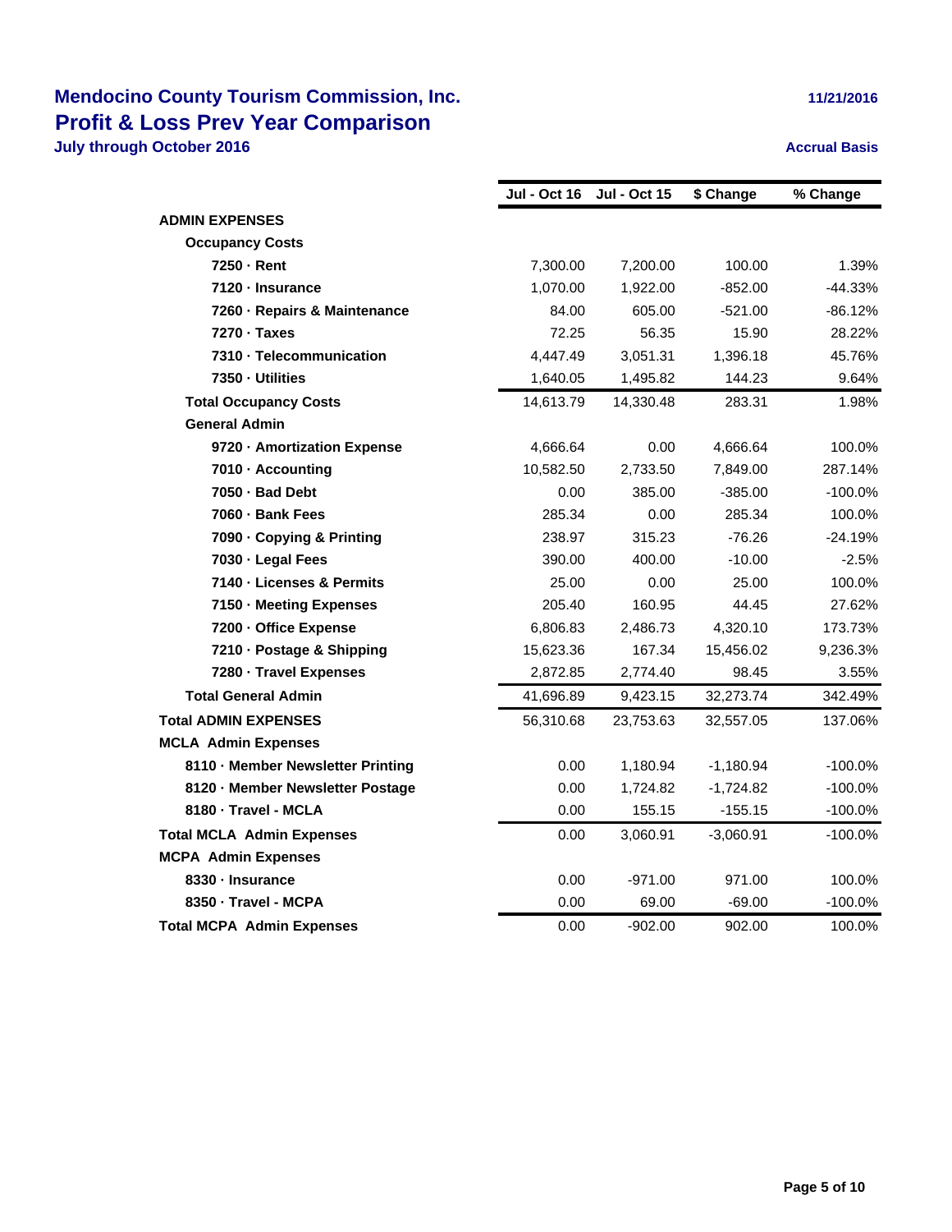# Mendocino County Tourism Commission, Inc.

## Profit & Loss Prev Year Comparison

**July through October 2016**

11/21/2016

Accrual Basis

| | Jul - Oct 16 | Jul - Oct 15 | $ Change | % Change |
|---|---|---|---|---|
| **ADMIN EXPENSES** | | | | |
| **Occupancy Costs** | | | | |
| **7250 · Rent** | 7,300.00 | 7,200.00 | 100.00 | 1.39% |
| **7120 · Insurance** | 1,070.00 | 1,922.00 | -852.00 | -44.33% |
| **7260 · Repairs & Maintenance** | 84.00 | 605.00 | -521.00 | -86.12% |
| **7270 · Taxes** | 72.25 | 56.35 | 15.90 | 28.22% |
| **7310 · Telecommunication** | 4,447.49 | 3,051.31 | 1,396.18 | 45.76% |
| **7350 · Utilities** | 1,640.05 | 1,495.82 | 144.23 | 9.64% |
| **Total Occupancy Costs** | 14,613.79 | 14,330.48 | 283.31 | 1.98% |
| **General Admin** | | | | |
| **9720 · Amortization Expense** | 4,666.64 | 0.00 | 4,666.64 | 100.0% |
| **7010 · Accounting** | 10,582.50 | 2,733.50 | 7,849.00 | 287.14% |
| **7050 · Bad Debt** | 0.00 | 385.00 | -385.00 | -100.0% |
| **7060 · Bank Fees** | 285.34 | 0.00 | 285.34 | 100.0% |
| **7090 · Copying & Printing** | 238.97 | 315.23 | -76.26 | -24.19% |
| **7030 · Legal Fees** | 390.00 | 400.00 | -10.00 | -2.5% |
| **7140 · Licenses & Permits** | 25.00 | 0.00 | 25.00 | 100.0% |
| **7150 · Meeting Expenses** | 205.40 | 160.95 | 44.45 | 27.62% |
| **7200 · Office Expense** | 6,806.83 | 2,486.73 | 4,320.10 | 173.73% |
| **7210 · Postage & Shipping** | 15,623.36 | 167.34 | 15,456.02 | 9,236.3% |
| **7280 · Travel Expenses** | 2,872.85 | 2,774.40 | 98.45 | 3.55% |
| **Total General Admin** | 41,696.89 | 9,423.15 | 32,273.74 | 342.49% |
| **Total ADMIN EXPENSES** | 56,310.68 | 23,753.63 | 32,557.05 | 137.06% |
| **MCLA Admin Expenses** | | | | |
| **8110 · Member Newsletter Printing** | 0.00 | 1,180.94 | -1,180.94 | -100.0% |
| **8120 · Member Newsletter Postage** | 0.00 | 1,724.82 | -1,724.82 | -100.0% |
| **8180 · Travel - MCLA** | 0.00 | 155.15 | -155.15 | -100.0% |
| **Total MCLA Admin Expenses** | 0.00 | 3,060.91 | -3,060.91 | -100.0% |
| **MCPA Admin Expenses** | | | | |
| **8330 · Insurance** | 0.00 | -971.00 | 971.00 | 100.0% |
| **8350 · Travel - MCPA** | 0.00 | 69.00 | -69.00 | -100.0% |
| **Total MCPA Admin Expenses** | 0.00 | -902.00 | 902.00 | 100.0% |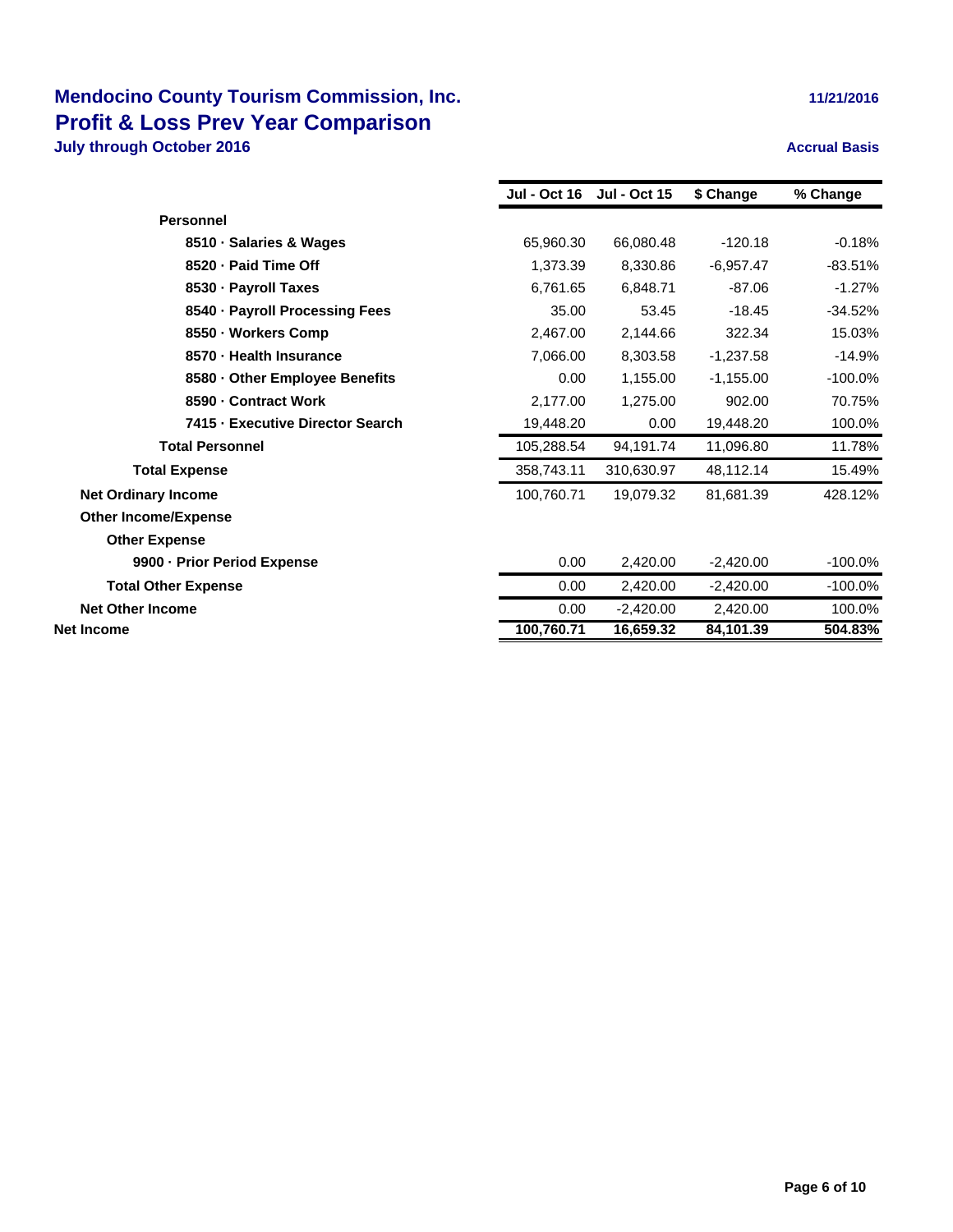# Mendocino County Tourism Commission, Inc.

## Profit & Loss Prev Year Comparison

**July through October 2016**

11/21/2016

Accrual Basis

| | Jul - Oct 16 | Jul - Oct 15 | $ Change | % Change |
|---|---|---|---|---|
| **Personnel** | | | | |
| **8510 · Salaries & Wages** | 65,960.30 | 66,080.48 | -120.18 | -0.18% |
| **8520 · Paid Time Off** | 1,373.39 | 8,330.86 | -6,957.47 | -83.51% |
| **8530 · Payroll Taxes** | 6,761.65 | 6,848.71 | -87.06 | -1.27% |
| **8540 · Payroll Processing Fees** | 35.00 | 53.45 | -18.45 | -34.52% |
| **8550 · Workers Comp** | 2,467.00 | 2,144.66 | 322.34 | 15.03% |
| **8570 · Health Insurance** | 7,066.00 | 8,303.58 | -1,237.58 | -14.9% |
| **8580 · Other Employee Benefits** | 0.00 | 1,155.00 | -1,155.00 | -100.0% |
| **8590 · Contract Work** | 2,177.00 | 1,275.00 | 902.00 | 70.75% |
| **7415 · Executive Director Search** | 19,448.20 | 0.00 | 19,448.20 | 100.0% |
| **Total Personnel** | 105,288.54 | 94,191.74 | 11,096.80 | 11.78% |
| **Total Expense** | 358,743.11 | 310,630.97 | 48,112.14 | 15.49% |
| **Net Ordinary Income** | 100,760.71 | 19,079.32 | 81,681.39 | 428.12% |
| **Other Income/Expense** | | | | |
| **Other Expense** | | | | |
| **9900 · Prior Period Expense** | 0.00 | 2,420.00 | -2,420.00 | -100.0% |
| **Total Other Expense** | 0.00 | 2,420.00 | -2,420.00 | -100.0% |
| **Net Other Income** | 0.00 | -2,420.00 | 2,420.00 | 100.0% |
| **Net Income** | **100,760.71** | **16,659.32** | **84,101.39** | **504.83%** |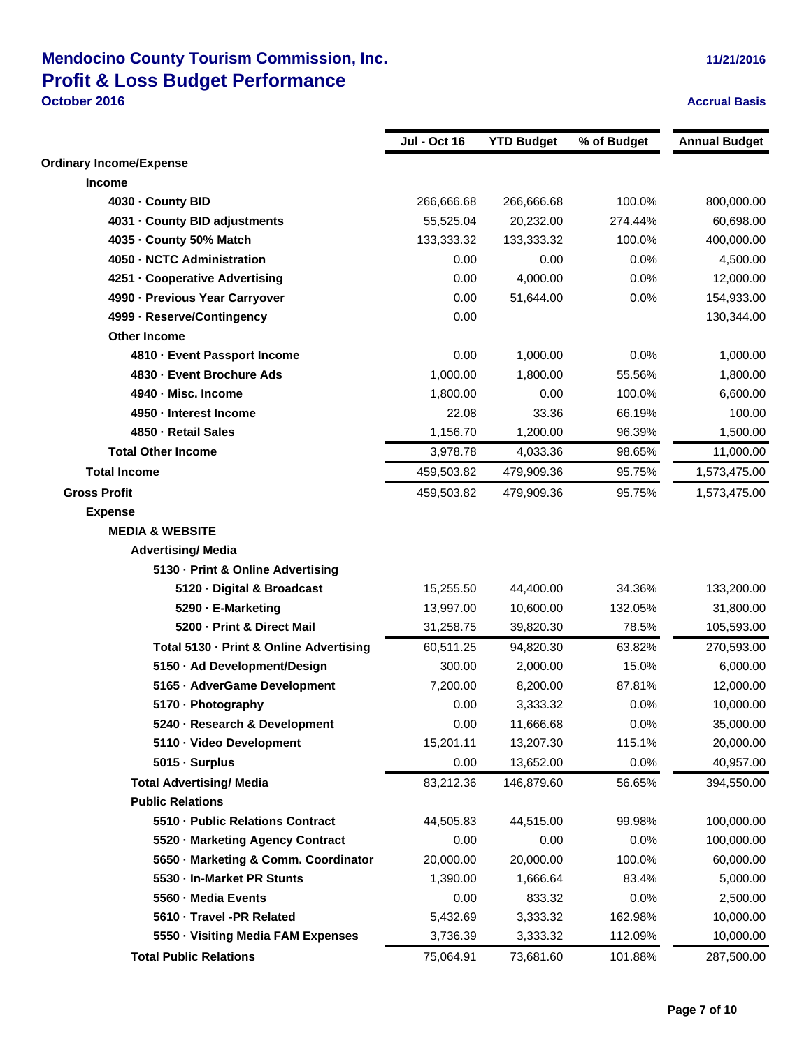# Mendocino County Tourism Commission, Inc.

## Profit & Loss Budget Performance

**October 2016**

11/21/2016

Accrual Basis

| | Jul - Oct 16 | YTD Budget | % of Budget | Annual Budget |
|---|---|---|---|---|
| **Ordinary Income/Expense** | | | | |
| **Income** | | | | |
| 4030 · County BID | 266,666.68 | 266,666.68 | 100.0% | 800,000.00 |
| 4031 · County BID adjustments | 55,525.04 | 20,232.00 | 274.44% | 60,698.00 |
| 4035 · County 50% Match | 133,333.32 | 133,333.32 | 100.0% | 400,000.00 |
| 4050 · NCTC Administration | 0.00 | 0.00 | 0.0% | 4,500.00 |
| 4251 · Cooperative Advertising | 0.00 | 4,000.00 | 0.0% | 12,000.00 |
| 4990 · Previous Year Carryover | 0.00 | 51,644.00 | 0.0% | 154,933.00 |
| 4999 · Reserve/Contingency | 0.00 | | | 130,344.00 |
| **Other Income** | | | | |
| 4810 · Event Passport Income | 0.00 | 1,000.00 | 0.0% | 1,000.00 |
| 4830 · Event Brochure Ads | 1,000.00 | 1,800.00 | 55.56% | 1,800.00 |
| 4940 · Misc. Income | 1,800.00 | 0.00 | 100.0% | 6,600.00 |
| 4950 · Interest Income | 22.08 | 33.36 | 66.19% | 100.00 |
| 4850 · Retail Sales | 1,156.70 | 1,200.00 | 96.39% | 1,500.00 |
| **Total Other Income** | 3,978.78 | 4,033.36 | 98.65% | 11,000.00 |
| **Total Income** | 459,503.82 | 479,909.36 | 95.75% | 1,573,475.00 |
| **Gross Profit** | 459,503.82 | 479,909.36 | 95.75% | 1,573,475.00 |
| **Expense** | | | | |
| **MEDIA & WEBSITE** | | | | |
| **Advertising/ Media** | | | | |
| 5130 · Print & Online Advertising | | | | |
| 5120 · Digital & Broadcast | 15,255.50 | 44,400.00 | 34.36% | 133,200.00 |
| 5290 · E-Marketing | 13,997.00 | 10,600.00 | 132.05% | 31,800.00 |
| 5200 · Print & Direct Mail | 31,258.75 | 39,820.30 | 78.5% | 105,593.00 |
| **Total 5130 · Print & Online Advertising** | 60,511.25 | 94,820.30 | 63.82% | 270,593.00 |
| 5150 · Ad Development/Design | 300.00 | 2,000.00 | 15.0% | 6,000.00 |
| 5165 · AdverGame Development | 7,200.00 | 8,200.00 | 87.81% | 12,000.00 |
| 5170 · Photography | 0.00 | 3,333.32 | 0.0% | 10,000.00 |
| 5240 · Research & Development | 0.00 | 11,666.68 | 0.0% | 35,000.00 |
| 5110 · Video Development | 15,201.11 | 13,207.30 | 115.1% | 20,000.00 |
| 5015 · Surplus | 0.00 | 13,652.00 | 0.0% | 40,957.00 |
| **Total Advertising/ Media** | 83,212.36 | 146,879.60 | 56.65% | 394,550.00 |
| **Public Relations** | | | | |
| 5510 · Public Relations Contract | 44,505.83 | 44,515.00 | 99.98% | 100,000.00 |
| 5520 · Marketing Agency Contract | 0.00 | 0.00 | 0.0% | 100,000.00 |
| 5650 · Marketing & Comm. Coordinator | 20,000.00 | 20,000.00 | 100.0% | 60,000.00 |
| 5530 · In-Market PR Stunts | 1,390.00 | 1,666.64 | 83.4% | 5,000.00 |
| 5560 · Media Events | 0.00 | 833.32 | 0.0% | 2,500.00 |
| 5610 · Travel -PR Related | 5,432.69 | 3,333.32 | 162.98% | 10,000.00 |
| 5550 · Visiting Media FAM Expenses | 3,736.39 | 3,333.32 | 112.09% | 10,000.00 |
| **Total Public Relations** | 75,064.91 | 73,681.60 | 101.88% | 287,500.00 |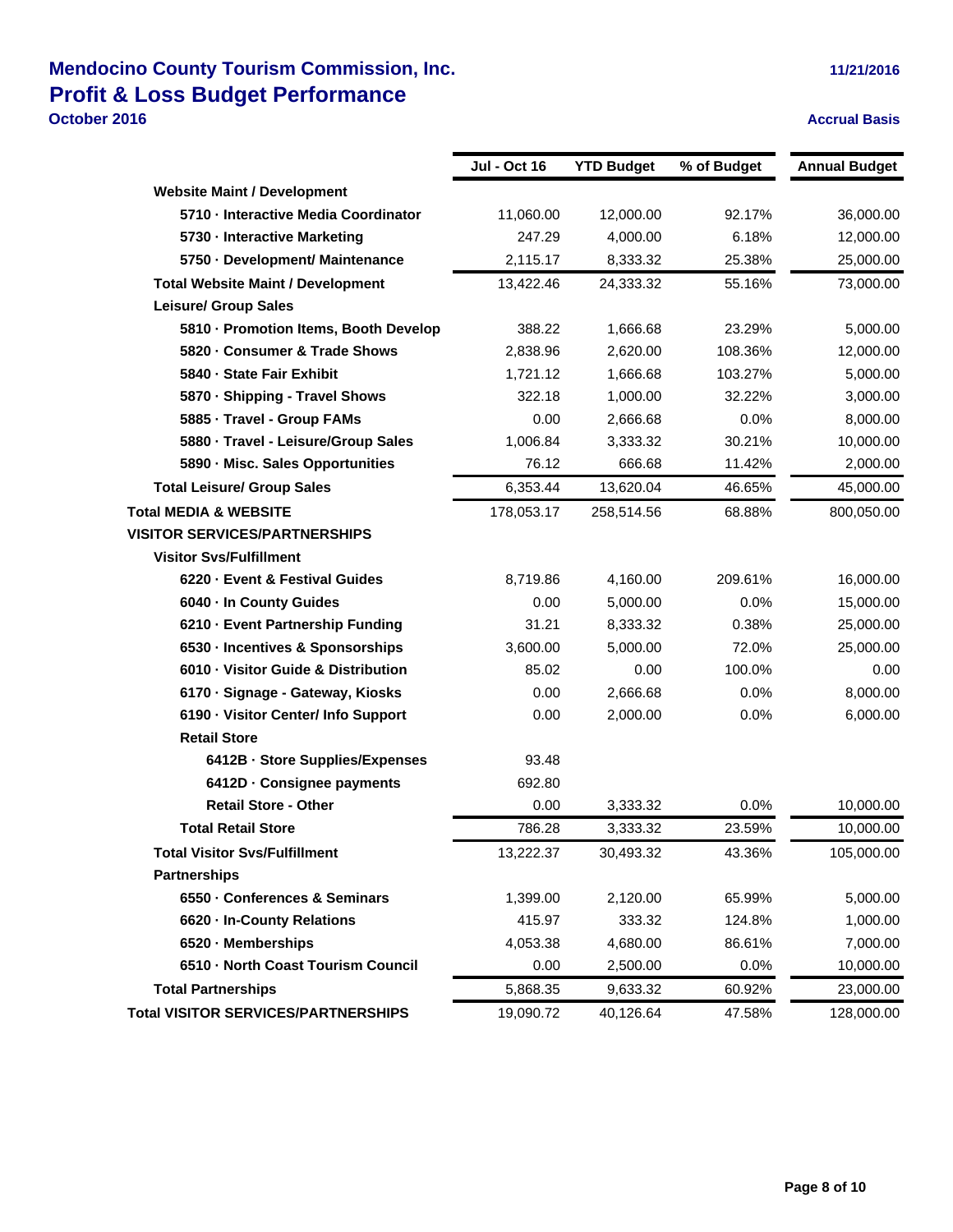# Mendocino County Tourism Commission, Inc.

## Profit & Loss Budget Performance

**October 2016**

11/21/2016

**Accrual Basis**

| | Jul - Oct 16 | YTD Budget | % of Budget | Annual Budget |
|---|---|---|---|---|
| **Website Maint / Development** | | | | |
| **5710 · Interactive Media Coordinator** | 11,060.00 | 12,000.00 | 92.17% | 36,000.00 |
| **5730 · Interactive Marketing** | 247.29 | 4,000.00 | 6.18% | 12,000.00 |
| **5750 · Development/ Maintenance** | 2,115.17 | 8,333.32 | 25.38% | 25,000.00 |
| **Total Website Maint / Development** | 13,422.46 | 24,333.32 | 55.16% | 73,000.00 |
| **Leisure/ Group Sales** | | | | |
| **5810 · Promotion Items, Booth Develop** | 388.22 | 1,666.68 | 23.29% | 5,000.00 |
| **5820 · Consumer & Trade Shows** | 2,838.96 | 2,620.00 | 108.36% | 12,000.00 |
| **5840 · State Fair Exhibit** | 1,721.12 | 1,666.68 | 103.27% | 5,000.00 |
| **5870 · Shipping - Travel Shows** | 322.18 | 1,000.00 | 32.22% | 3,000.00 |
| **5885 · Travel - Group FAMs** | 0.00 | 2,666.68 | 0.0% | 8,000.00 |
| **5880 · Travel - Leisure/Group Sales** | 1,006.84 | 3,333.32 | 30.21% | 10,000.00 |
| **5890 · Misc. Sales Opportunities** | 76.12 | 666.68 | 11.42% | 2,000.00 |
| **Total Leisure/ Group Sales** | 6,353.44 | 13,620.04 | 46.65% | 45,000.00 |
| **Total MEDIA & WEBSITE** | 178,053.17 | 258,514.56 | 68.88% | 800,050.00 |
| **VISITOR SERVICES/PARTNERSHIPS** | | | | |
| **Visitor Svs/Fulfillment** | | | | |
| **6220 · Event & Festival Guides** | 8,719.86 | 4,160.00 | 209.61% | 16,000.00 |
| **6040 · In County Guides** | 0.00 | 5,000.00 | 0.0% | 15,000.00 |
| **6210 · Event Partnership Funding** | 31.21 | 8,333.32 | 0.38% | 25,000.00 |
| **6530 · Incentives & Sponsorships** | 3,600.00 | 5,000.00 | 72.0% | 25,000.00 |
| **6010 · Visitor Guide & Distribution** | 85.02 | 0.00 | 100.0% | 0.00 |
| **6170 · Signage - Gateway, Kiosks** | 0.00 | 2,666.68 | 0.0% | 8,000.00 |
| **6190 · Visitor Center/ Info Support** | 0.00 | 2,000.00 | 0.0% | 6,000.00 |
| **Retail Store** | | | | |
| **6412B · Store Supplies/Expenses** | 93.48 | | | |
| **6412D · Consignee payments** | 692.80 | | | |
| **Retail Store - Other** | 0.00 | 3,333.32 | 0.0% | 10,000.00 |
| **Total Retail Store** | 786.28 | 3,333.32 | 23.59% | 10,000.00 |
| **Total Visitor Svs/Fulfillment** | 13,222.37 | 30,493.32 | 43.36% | 105,000.00 |
| **Partnerships** | | | | |
| **6550 · Conferences & Seminars** | 1,399.00 | 2,120.00 | 65.99% | 5,000.00 |
| **6620 · In-County Relations** | 415.97 | 333.32 | 124.8% | 1,000.00 |
| **6520 · Memberships** | 4,053.38 | 4,680.00 | 86.61% | 7,000.00 |
| **6510 · North Coast Tourism Council** | 0.00 | 2,500.00 | 0.0% | 10,000.00 |
| **Total Partnerships** | 5,868.35 | 9,633.32 | 60.92% | 23,000.00 |
| **Total VISITOR SERVICES/PARTNERSHIPS** | 19,090.72 | 40,126.64 | 47.58% | 128,000.00 |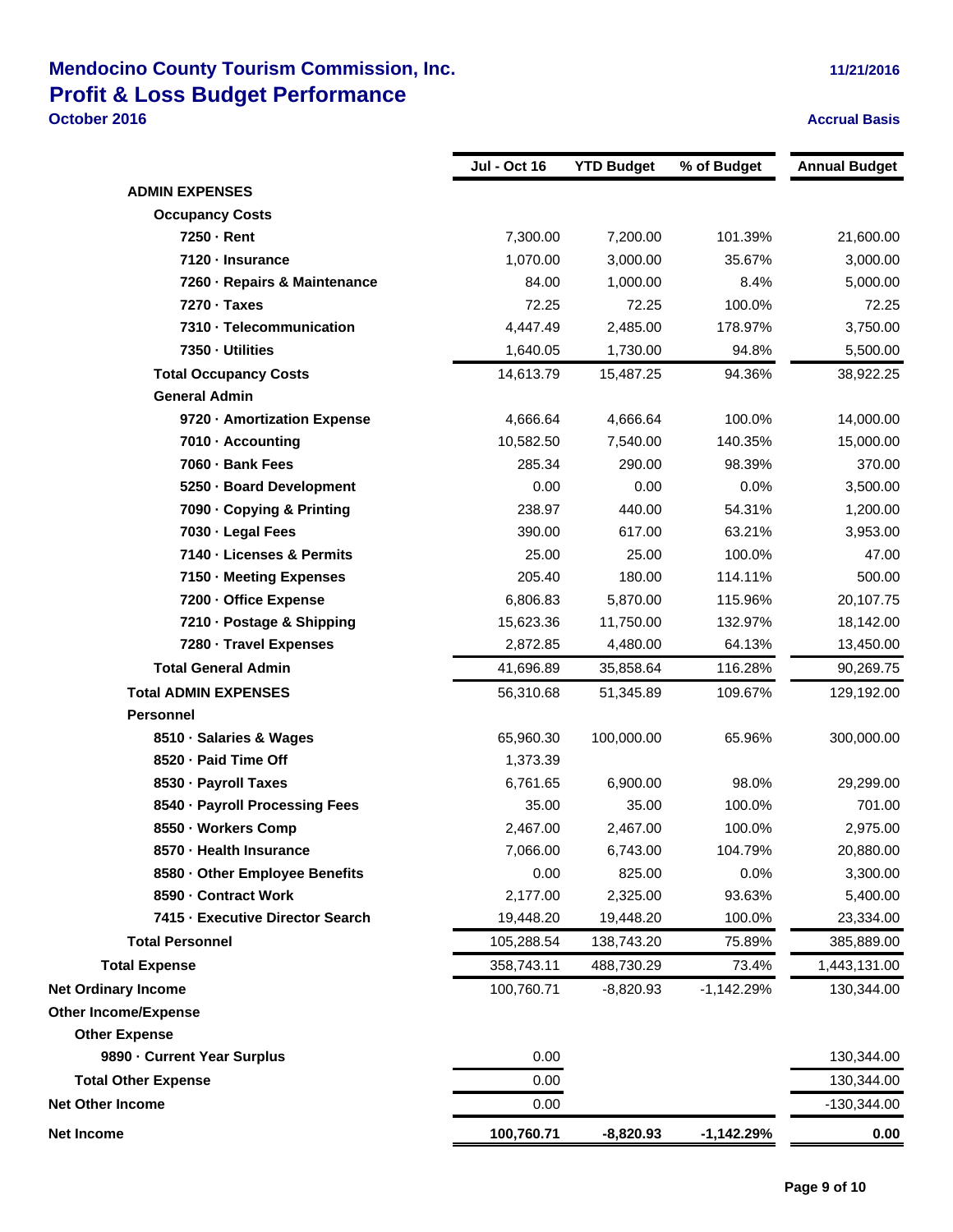# Mendocino County Tourism Commission, Inc.

## Profit & Loss Budget Performance

**October 2016**

11/21/2016

**Accrual Basis**

| | Jul - Oct 16 | YTD Budget | % of Budget | Annual Budget |
|---|---|---|---|---|
| **ADMIN EXPENSES** | | | | |
| **Occupancy Costs** | | | | |
| 7250 · Rent | 7,300.00 | 7,200.00 | 101.39% | 21,600.00 |
| 7120 · Insurance | 1,070.00 | 3,000.00 | 35.67% | 3,000.00 |
| 7260 · Repairs & Maintenance | 84.00 | 1,000.00 | 8.4% | 5,000.00 |
| 7270 · Taxes | 72.25 | 72.25 | 100.0% | 72.25 |
| 7310 · Telecommunication | 4,447.49 | 2,485.00 | 178.97% | 3,750.00 |
| 7350 · Utilities | 1,640.05 | 1,730.00 | 94.8% | 5,500.00 |
| **Total Occupancy Costs** | 14,613.79 | 15,487.25 | 94.36% | 38,922.25 |
| **General Admin** | | | | |
| 9720 · Amortization Expense | 4,666.64 | 4,666.64 | 100.0% | 14,000.00 |
| 7010 · Accounting | 10,582.50 | 7,540.00 | 140.35% | 15,000.00 |
| 7060 · Bank Fees | 285.34 | 290.00 | 98.39% | 370.00 |
| 5250 · Board Development | 0.00 | 0.00 | 0.0% | 3,500.00 |
| 7090 · Copying & Printing | 238.97 | 440.00 | 54.31% | 1,200.00 |
| 7030 · Legal Fees | 390.00 | 617.00 | 63.21% | 3,953.00 |
| 7140 · Licenses & Permits | 25.00 | 25.00 | 100.0% | 47.00 |
| 7150 · Meeting Expenses | 205.40 | 180.00 | 114.11% | 500.00 |
| 7200 · Office Expense | 6,806.83 | 5,870.00 | 115.96% | 20,107.75 |
| 7210 · Postage & Shipping | 15,623.36 | 11,750.00 | 132.97% | 18,142.00 |
| 7280 · Travel Expenses | 2,872.85 | 4,480.00 | 64.13% | 13,450.00 |
| **Total General Admin** | 41,696.89 | 35,858.64 | 116.28% | 90,269.75 |
| **Total ADMIN EXPENSES** | 56,310.68 | 51,345.89 | 109.67% | 129,192.00 |
| **Personnel** | | | | |
| 8510 · Salaries & Wages | 65,960.30 | 100,000.00 | 65.96% | 300,000.00 |
| 8520 · Paid Time Off | 1,373.39 | | | |
| 8530 · Payroll Taxes | 6,761.65 | 6,900.00 | 98.0% | 29,299.00 |
| 8540 · Payroll Processing Fees | 35.00 | 35.00 | 100.0% | 701.00 |
| 8550 · Workers Comp | 2,467.00 | 2,467.00 | 100.0% | 2,975.00 |
| 8570 · Health Insurance | 7,066.00 | 6,743.00 | 104.79% | 20,880.00 |
| 8580 · Other Employee Benefits | 0.00 | 825.00 | 0.0% | 3,300.00 |
| 8590 · Contract Work | 2,177.00 | 2,325.00 | 93.63% | 5,400.00 |
| 7415 · Executive Director Search | 19,448.20 | 19,448.20 | 100.0% | 23,334.00 |
| **Total Personnel** | 105,288.54 | 138,743.20 | 75.89% | 385,889.00 |
| **Total Expense** | 358,743.11 | 488,730.29 | 73.4% | 1,443,131.00 |
| **Net Ordinary Income** | 100,760.71 | -8,820.93 | -1,142.29% | 130,344.00 |
| **Other Income/Expense** | | | | |
| **Other Expense** | | | | |
| 9890 · Current Year Surplus | 0.00 | | | 130,344.00 |
| **Total Other Expense** | 0.00 | | | 130,344.00 |
| **Net Other Income** | 0.00 | | | -130,344.00 |
| **Net Income** | **100,760.71** | **-8,820.93** | **-1,142.29%** | **0.00** |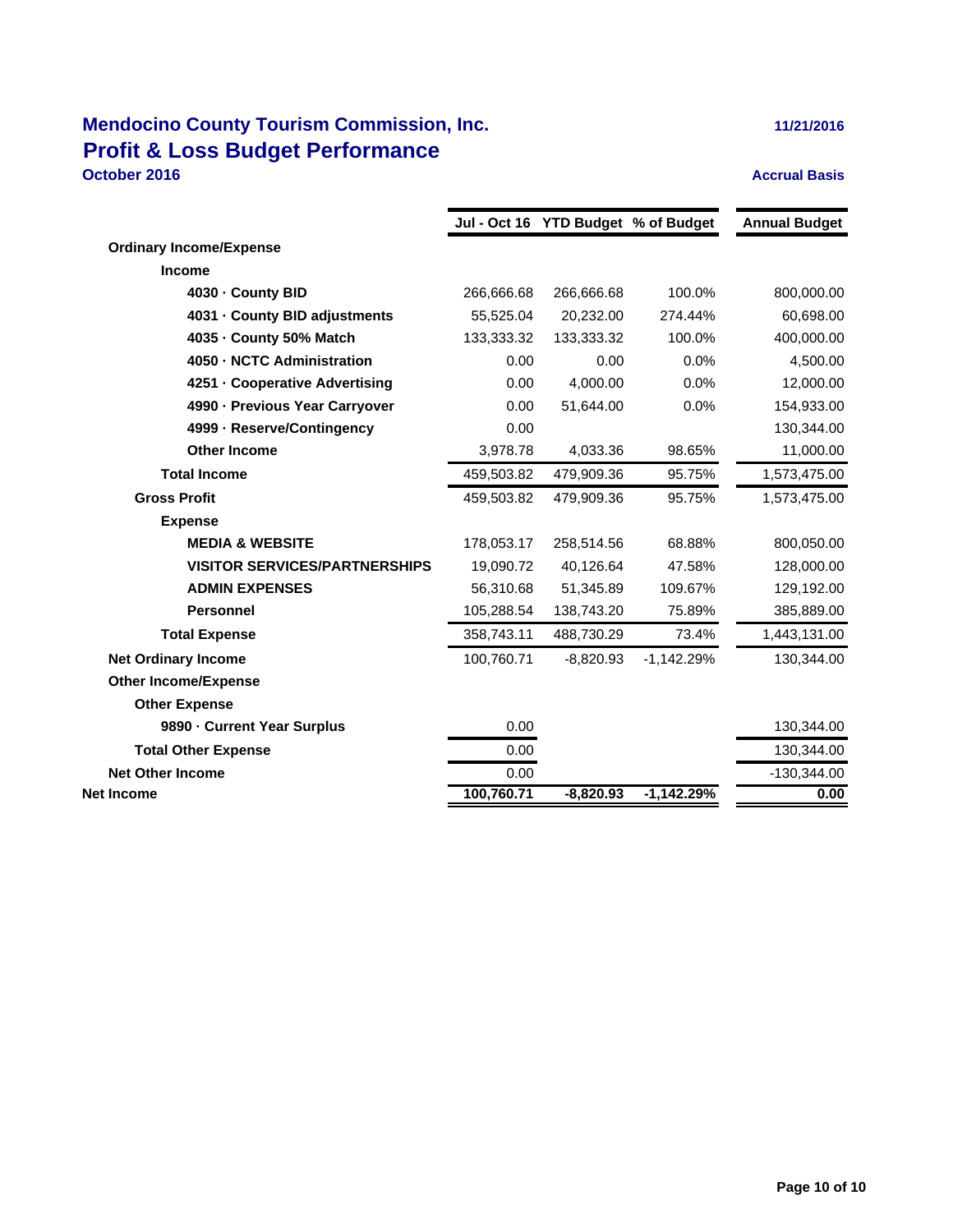## Mendocino County Tourism Commission, Inc.

11/21/2016

# Profit & Loss Budget Performance

**October 2016**

**Accrual Basis**

| | Jul - Oct 16 | YTD Budget | % of Budget | Annual Budget |
|---|---|---|---|---|
| **Ordinary Income/Expense** | | | | |
| **Income** | | | | |
| **4030 · County BID** | 266,666.68 | 266,666.68 | 100.0% | 800,000.00 |
| **4031 · County BID adjustments** | 55,525.04 | 20,232.00 | 274.44% | 60,698.00 |
| **4035 · County 50% Match** | 133,333.32 | 133,333.32 | 100.0% | 400,000.00 |
| **4050 · NCTC Administration** | 0.00 | 0.00 | 0.0% | 4,500.00 |
| **4251 · Cooperative Advertising** | 0.00 | 4,000.00 | 0.0% | 12,000.00 |
| **4990 · Previous Year Carryover** | 0.00 | 51,644.00 | 0.0% | 154,933.00 |
| **4999 · Reserve/Contingency** | 0.00 | | | 130,344.00 |
| **Other Income** | 3,978.78 | 4,033.36 | 98.65% | 11,000.00 |
| **Total Income** | 459,503.82 | 479,909.36 | 95.75% | 1,573,475.00 |
| **Gross Profit** | 459,503.82 | 479,909.36 | 95.75% | 1,573,475.00 |
| **Expense** | | | | |
| **MEDIA & WEBSITE** | 178,053.17 | 258,514.56 | 68.88% | 800,050.00 |
| **VISITOR SERVICES/PARTNERSHIPS** | 19,090.72 | 40,126.64 | 47.58% | 128,000.00 |
| **ADMIN EXPENSES** | 56,310.68 | 51,345.89 | 109.67% | 129,192.00 |
| **Personnel** | 105,288.54 | 138,743.20 | 75.89% | 385,889.00 |
| **Total Expense** | 358,743.11 | 488,730.29 | 73.4% | 1,443,131.00 |
| **Net Ordinary Income** | 100,760.71 | -8,820.93 | -1,142.29% | 130,344.00 |
| **Other Income/Expense** | | | | |
| **Other Expense** | | | | |
| **9890 · Current Year Surplus** | 0.00 | | | 130,344.00 |
| **Total Other Expense** | 0.00 | | | 130,344.00 |
| **Net Other Income** | 0.00 | | | -130,344.00 |
| **Net Income** | **100,760.71** | **-8,820.93** | **-1,142.29%** | **0.00** |